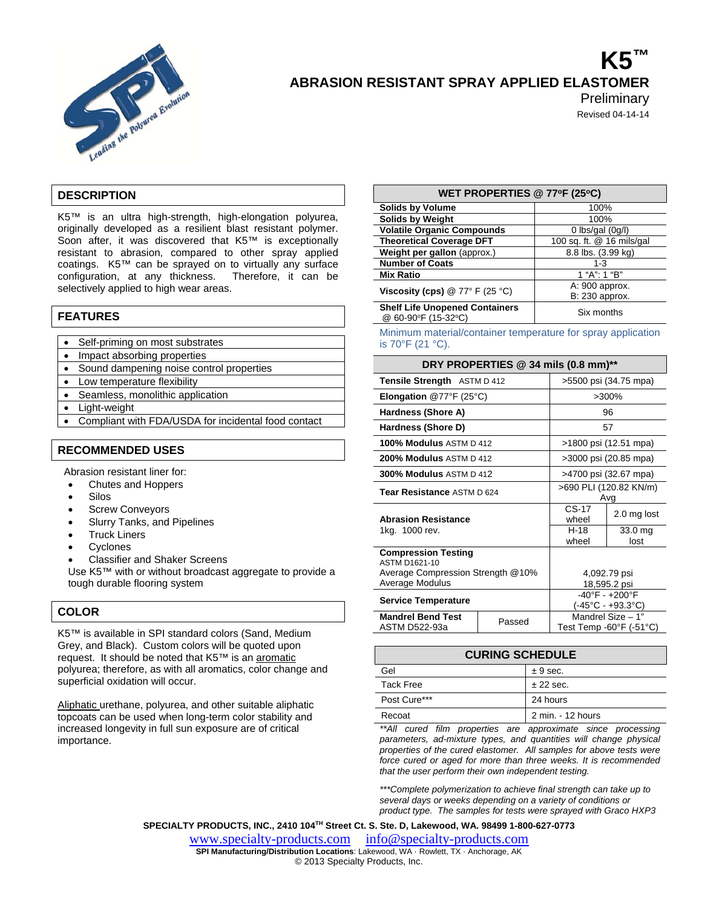# K5™

## ABRASION RESISTANT SPRAY APPLIED ELASTOMER

Preliminary

Revised 04-14-14

## DESCRIPTION

K5™ is an ultra high-strength, high-elongation polyurea, originally developed as a resilient blast resistant polymer. Soon after, it was discovered that K5™ is exceptionally resistant to abrasion, compared to other spray applied coatings. K5™ can be sprayed on to virtually any surface configuration, at any thickness. Therefore, it can be selectively applied to high wear areas.

## FEATURES

- Self-priming on most substrates
- Impact absorbing properties
- Sound dampening noise control properties
- Low temperature flexibility
- Seamless, monolithic application
- Light-weight
- Compliant with FDA/USDA for incidental food contact

## RECOMMENDED USES

Abrasion resistant liner for:

- Chutes and Hoppers
- Silos
- Screw Conveyors
- Slurry Tanks, and Pipelines
- Truck Liners
- Cyclones
- Classifier and Shaker Screens

Use K5™ with or without broadcast aggregate to provide a tough durable flooring system

## COLOR

K5™ is available in SPI standard colors (Sand, Medium Grey, and Black). Custom colors will be quoted upon request. It should be noted that K5™ is an aromatic polyurea; therefore, as with all aromatics, color change and superficial oxidation will occur.

Aliphatic urethane, polyurea, and other suitable aliphatic topcoats can be used when long-term color stability and increased longevity in full sun exposure are of critical importance.

| WET PROPERTIES @ 77ºF (25ºC) | |
|---|---|
| **Solids by Volume** | 100% |
| **Solids by Weight** | 100% |
| **Volatile Organic Compounds** | 0 lbs/gal (0g/l) |
| **Theoretical Coverage DFT** | 100 sq. ft. @ 16 mils/gal |
| **Weight per gallon** (approx.) | 8.8 lbs. (3.99 kg) |
| **Number of Coats** | 1-3 |
| **Mix Ratio** | 1 "A": 1 "B" |
| **Viscosity (cps)** @ 77° F (25 °C) | A: 900 approx.<br>B: 230 approx. |
| **Shelf Life Unopened Containers** @ 60-90ºF (15-32ºC) | Six months |

Minimum material/container temperature for spray application is 70°F (21 °C).

| DRY PROPERTIES @ 34 mils (0.8 mm)** | | |
|---|---|---|
| **Tensile Strength** ASTM D 412 | >5500 psi (34.75 mpa) | |
| **Elongation** @77°F (25°C) | >300% | |
| **Hardness (Shore A)** | 96 | |
| **Hardness (Shore D)** | 57 | |
| **100% Modulus** ASTM D 412 | >1800 psi (12.51 mpa) | |
| **200% Modulus** ASTM D 412 | >3000 psi (20.85 mpa) | |
| **300% Modulus** ASTM D 412 | >4700 psi (32.67 mpa) | |
| **Tear Resistance** ASTM D 624 | >690 PLI (120.82 KN/m) Avg | |
| **Abrasion Resistance** 1kg. 1000 rev. | CS-17 wheel | 2.0 mg lost |
| | H-18 wheel | 33.0 mg lost |
| **Compression Testing** ASTM D1621-10<br>Average Compression Strength @10%<br>Average Modulus | 4,092.79 psi<br>18,595.2 psi | |
| **Service Temperature** | -40°F - +200°F (-45°C - +93.3°C) | |
| **Mandrel Bend Test** ASTM D522-93a — Passed | Mandrel Size – 1"<br>Test Temp -60°F (-51°C) | |

| CURING SCHEDULE | |
|---|---|
| Gel | ± 9 sec. |
| Tack Free | ± 22 sec. |
| Post Cure*** | 24 hours |
| Recoat | 2 min. - 12 hours |

*\*\*All cured film properties are approximate since processing parameters, ad-mixture types, and quantities will change physical properties of the cured elastomer. All samples for above tests were force cured or aged for more than three weeks. It is recommended that the user perform their own independent testing.*

*\*\*\*Complete polymerization to achieve final strength can take up to several days or weeks depending on a variety of conditions or product type. The samples for tests were sprayed with Graco HXP3*

**SPECIALTY PRODUCTS, INC., 2410 104TH Street Ct. S. Ste. D, Lakewood, WA. 98499 1-800-627-0773**

www.specialty-products.com info@specialty-products.com

**SPI Manufacturing/Distribution Locations**: Lakewood, WA · Rowlett, TX · Anchorage, AK

© 2013 Specialty Products, Inc.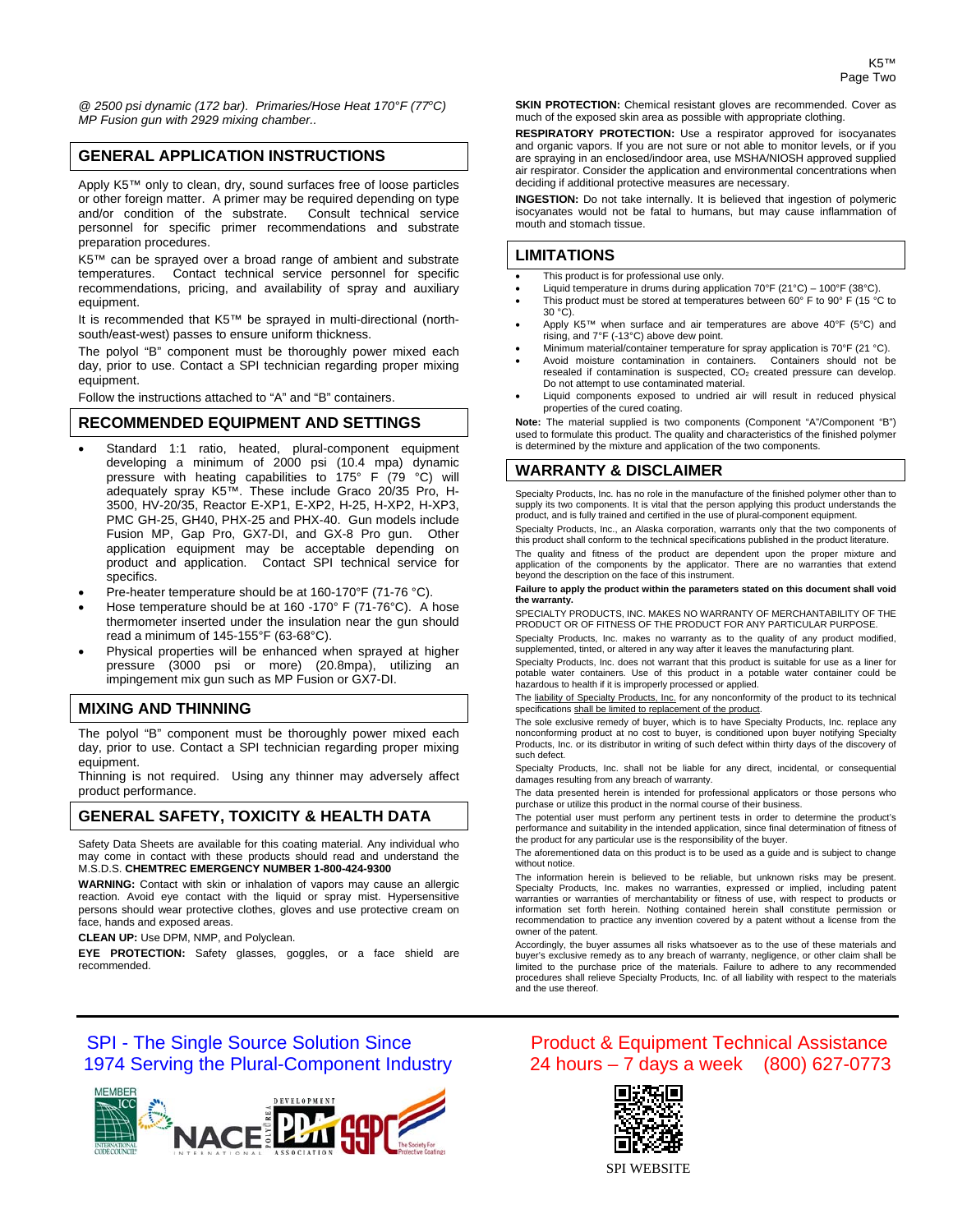*@ 2500 psi dynamic (172 bar). Primaries/Hose Heat 170°F (77°C) MP Fusion gun with 2929 mixing chamber..*

## GENERAL APPLICATION INSTRUCTIONS

Apply K5™ only to clean, dry, sound surfaces free of loose particles or other foreign matter. A primer may be required depending on type and/or condition of the substrate. Consult technical service personnel for specific primer recommendations and substrate preparation procedures.

K5™ can be sprayed over a broad range of ambient and substrate temperatures. Contact technical service personnel for specific recommendations, pricing, and availability of spray and auxiliary equipment.

It is recommended that K5™ be sprayed in multi-directional (north-south/east-west) passes to ensure uniform thickness.

The polyol "B" component must be thoroughly power mixed each day, prior to use. Contact a SPI technician regarding proper mixing equipment.

Follow the instructions attached to "A" and "B" containers.

## RECOMMENDED EQUIPMENT AND SETTINGS

- Standard 1:1 ratio, heated, plural-component equipment developing a minimum of 2000 psi (10.4 mpa) dynamic pressure with heating capabilities to 175° F (79 °C) will adequately spray K5™. These include Graco 20/35 Pro, H-3500, HV-20/35, Reactor E-XP1, E-XP2, H-25, H-XP2, H-XP3, PMC GH-25, GH40, PHX-25 and PHX-40. Gun models include Fusion MP, Gap Pro, GX7-DI, and GX-8 Pro gun. Other application equipment may be acceptable depending on product and application. Contact SPI technical service for specifics.
- Pre-heater temperature should be at 160-170°F (71-76 °C).
- Hose temperature should be at 160 -170° F (71-76°C). A hose thermometer inserted under the insulation near the gun should read a minimum of 145-155°F (63-68°C).
- Physical properties will be enhanced when sprayed at higher pressure (3000 psi or more) (20.8mpa), utilizing an impingement mix gun such as MP Fusion or GX7-DI.

## MIXING AND THINNING

The polyol "B" component must be thoroughly power mixed each day, prior to use. Contact a SPI technician regarding proper mixing equipment.

Thinning is not required. Using any thinner may adversely affect product performance.

## GENERAL SAFETY, TOXICITY & HEALTH DATA

Safety Data Sheets are available for this coating material. Any individual who may come in contact with these products should read and understand the M.S.D.S. **CHEMTREC EMERGENCY NUMBER 1-800-424-9300**

**WARNING:** Contact with skin or inhalation of vapors may cause an allergic reaction. Avoid eye contact with the liquid or spray mist. Hypersensitive persons should wear protective clothes, gloves and use protective cream on face, hands and exposed areas.

**CLEAN UP:** Use DPM, NMP, and Polyclean.

**EYE PROTECTION:** Safety glasses, goggles, or a face shield are recommended.

**SKIN PROTECTION:** Chemical resistant gloves are recommended. Cover as much of the exposed skin area as possible with appropriate clothing.

**RESPIRATORY PROTECTION:** Use a respirator approved for isocyanates and organic vapors. If you are not sure or not able to monitor levels, or if you are spraying in an enclosed/indoor area, use MSHA/NIOSH approved supplied air respirator. Consider the application and environmental concentrations when deciding if additional protective measures are necessary.

**INGESTION:** Do not take internally. It is believed that ingestion of polymeric isocyanates would not be fatal to humans, but may cause inflammation of mouth and stomach tissue.

## LIMITATIONS

- This product is for professional use only.
- Liquid temperature in drums during application 70°F (21°C) – 100°F (38°C).
- This product must be stored at temperatures between 60° F to 90° F (15 °C to 30 °C).
- Apply K5™ when surface and air temperatures are above 40°F (5°C) and rising, and 7°F (-13°C) above dew point.
- Minimum material/container temperature for spray application is 70°F (21 °C).
- Avoid moisture contamination in containers. Containers should not be resealed if contamination is suspected, $CO_2$ created pressure can develop. Do not attempt to use contaminated material.
- Liquid components exposed to undried air will result in reduced physical properties of the cured coating.

**Note:** The material supplied is two components (Component "A"/Component "B") used to formulate this product. The quality and characteristics of the finished polymer is determined by the mixture and application of the two components.

## WARRANTY & DISCLAIMER

Specialty Products, Inc. has no role in the manufacture of the finished polymer other than to supply its two components. It is vital that the person applying this product understands the product, and is fully trained and certified in the use of plural-component equipment.

Specialty Products, Inc., an Alaska corporation, warrants only that the two components of this product shall conform to the technical specifications published in the product literature.

The quality and fitness of the product are dependent upon the proper mixture and application of the components by the applicator. There are no warranties that extend beyond the description on the face of this instrument.

**Failure to apply the product within the parameters stated on this document shall void the warranty.**

SPECIALTY PRODUCTS, INC. MAKES NO WARRANTY OF MERCHANTABILITY OF THE PRODUCT OR OF FITNESS OF THE PRODUCT FOR ANY PARTICULAR PURPOSE.

Specialty Products, Inc. makes no warranty as to the quality of any product modified, supplemented, tinted, or altered in any way after it leaves the manufacturing plant.

Specialty Products, Inc. does not warrant that this product is suitable for use as a liner for potable water containers. Use of this product in a potable water container could be hazardous to health if it is improperly processed or applied.

The liability of Specialty Products, Inc. for any nonconformity of the product to its technical specifications shall be limited to replacement of the product.

The sole exclusive remedy of buyer, which is to have Specialty Products, Inc. replace any nonconforming product at no cost to buyer, is conditioned upon buyer notifying Specialty Products, Inc. or its distributor in writing of such defect within thirty days of the discovery of such defect.

Specialty Products, Inc. shall not be liable for any direct, incidental, or consequential damages resulting from any breach of warranty.

The data presented herein is intended for professional applicators or those persons who purchase or utilize this product in the normal course of their business.

The potential user must perform any pertinent tests in order to determine the product's performance and suitability in the intended application, since final determination of fitness of the product for any particular use is the responsibility of the buyer.

The aforementioned data on this product is to be used as a guide and is subject to change without notice.

The information herein is believed to be reliable, but unknown risks may be present. Specialty Products, Inc. makes no warranties, expressed or implied, including patent warranties or warranties of merchantability or fitness of use, with respect to products or information set forth herein. Nothing contained herein shall constitute permission or recommendation to practice any invention covered by a patent without a license from the owner of the patent.

Accordingly, the buyer assumes all risks whatsoever as to the use of these materials and buyer's exclusive remedy as to any breach of warranty, negligence, or other claim shall be limited to the purchase price of the materials. Failure to adhere to any recommended procedures shall relieve Specialty Products, Inc. of all liability with respect to the materials and the use thereof.

SPI - The Single Source Solution Since 1974 Serving the Plural-Component Industry

Product & Equipment Technical Assistance 24 hours – 7 days a week (800) 627-0773

SPI WEBSITE